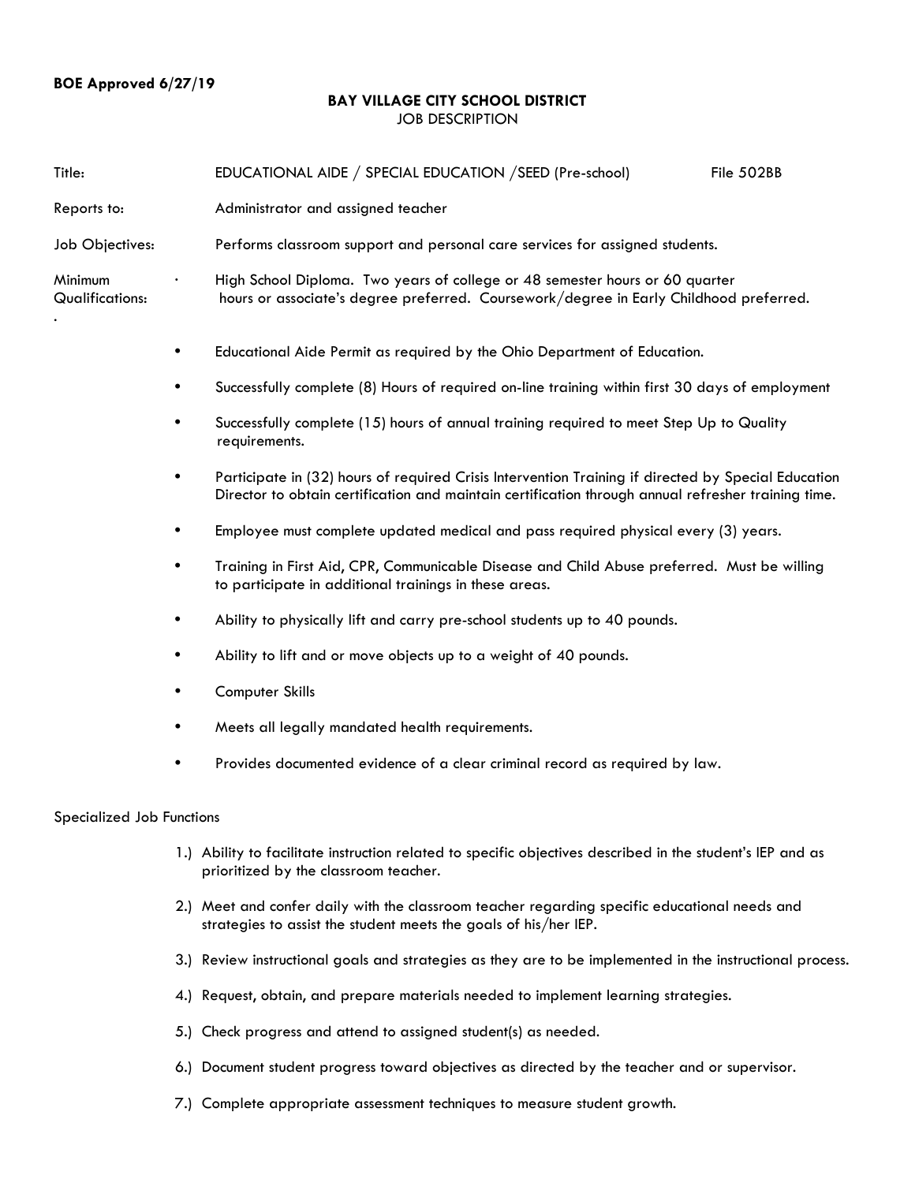**BOE Approved 6/27/19**

**BAY VILLAGE CITY SCHOOL DISTRICT**
JOB DESCRIPTION

Title: EDUCATIONAL AIDE / SPECIAL EDUCATION /SEED (Pre-school) File 502BB

Reports to: Administrator and assigned teacher

Job Objectives: Performs classroom support and personal care services for assigned students.

Minimum Qualifications:

- High School Diploma. Two years of college or 48 semester hours or 60 quarter hours or associate's degree preferred. Coursework/degree in Early Childhood preferred.
- Educational Aide Permit as required by the Ohio Department of Education.
- Successfully complete (8) Hours of required on-line training within first 30 days of employment
- Successfully complete (15) hours of annual training required to meet Step Up to Quality requirements.
- Participate in (32) hours of required Crisis Intervention Training if directed by Special Education Director to obtain certification and maintain certification through annual refresher training time.
- Employee must complete updated medical and pass required physical every (3) years.
- Training in First Aid, CPR, Communicable Disease and Child Abuse preferred. Must be willing to participate in additional trainings in these areas.
- Ability to physically lift and carry pre-school students up to 40 pounds.
- Ability to lift and or move objects up to a weight of 40 pounds.
- Computer Skills
- Meets all legally mandated health requirements.
- Provides documented evidence of a clear criminal record as required by law.

Specialized Job Functions

1.) Ability to facilitate instruction related to specific objectives described in the student's IEP and as prioritized by the classroom teacher.

2.) Meet and confer daily with the classroom teacher regarding specific educational needs and strategies to assist the student meets the goals of his/her IEP.

3.) Review instructional goals and strategies as they are to be implemented in the instructional process.

4.) Request, obtain, and prepare materials needed to implement learning strategies.

5.) Check progress and attend to assigned student(s) as needed.

6.) Document student progress toward objectives as directed by the teacher and or supervisor.

7.) Complete appropriate assessment techniques to measure student growth.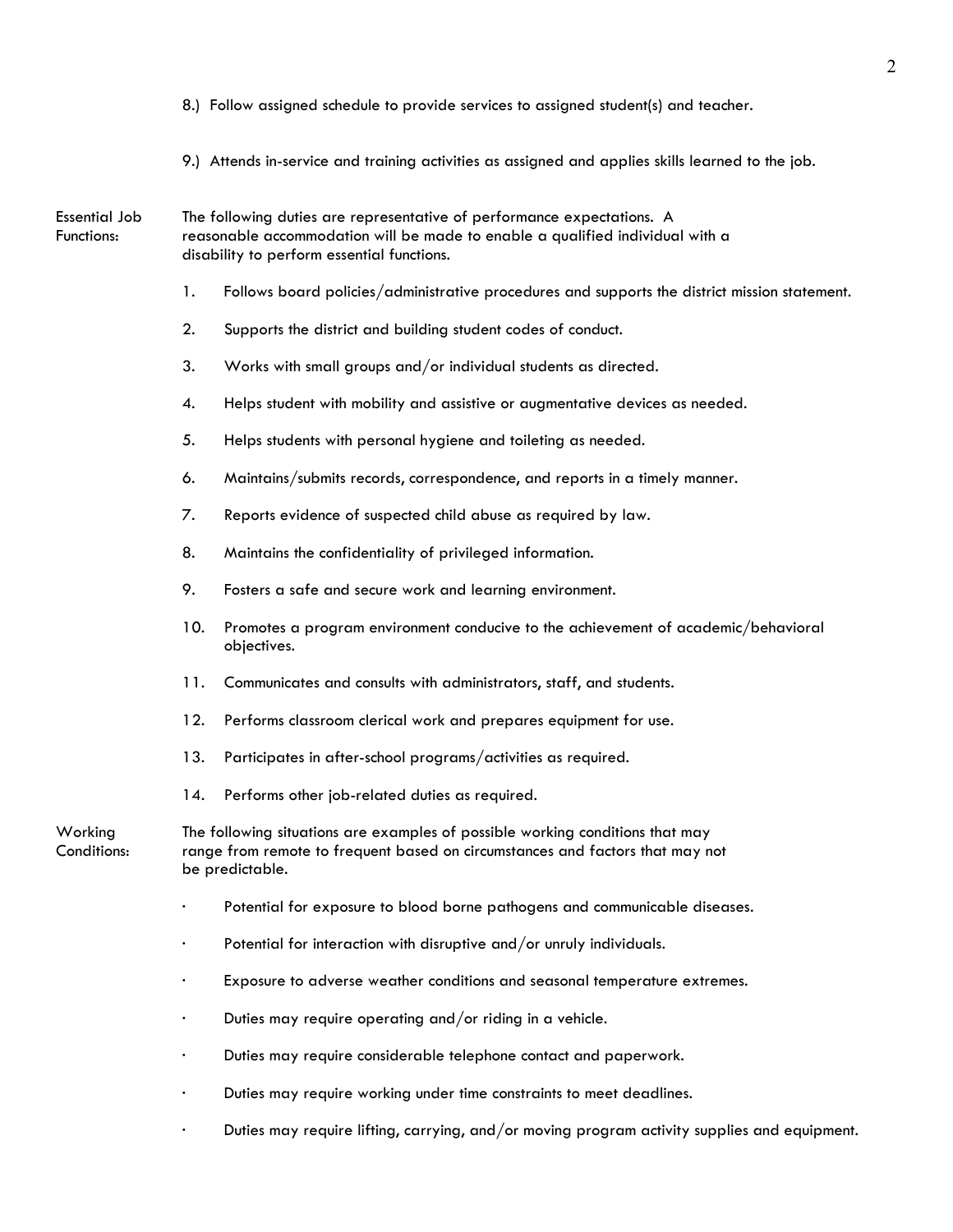8.) Follow assigned schedule to provide services to assigned student(s) and teacher.

9.) Attends in-service and training activities as assigned and applies skills learned to the job.

**Essential Job Functions:**

The following duties are representative of performance expectations. A reasonable accommodation will be made to enable a qualified individual with a disability to perform essential functions.

1. Follows board policies/administrative procedures and supports the district mission statement.
2. Supports the district and building student codes of conduct.
3. Works with small groups and/or individual students as directed.
4. Helps student with mobility and assistive or augmentative devices as needed.
5. Helps students with personal hygiene and toileting as needed.
6. Maintains/submits records, correspondence, and reports in a timely manner.
7. Reports evidence of suspected child abuse as required by law.
8. Maintains the confidentiality of privileged information.
9. Fosters a safe and secure work and learning environment.
10. Promotes a program environment conducive to the achievement of academic/behavioral objectives.
11. Communicates and consults with administrators, staff, and students.
12. Performs classroom clerical work and prepares equipment for use.
13. Participates in after-school programs/activities as required.
14. Performs other job-related duties as required.

**Working Conditions:**

The following situations are examples of possible working conditions that may range from remote to frequent based on circumstances and factors that may not be predictable.

- Potential for exposure to blood borne pathogens and communicable diseases.
- Potential for interaction with disruptive and/or unruly individuals.
- Exposure to adverse weather conditions and seasonal temperature extremes.
- Duties may require operating and/or riding in a vehicle.
- Duties may require considerable telephone contact and paperwork.
- Duties may require working under time constraints to meet deadlines.
- Duties may require lifting, carrying, and/or moving program activity supplies and equipment.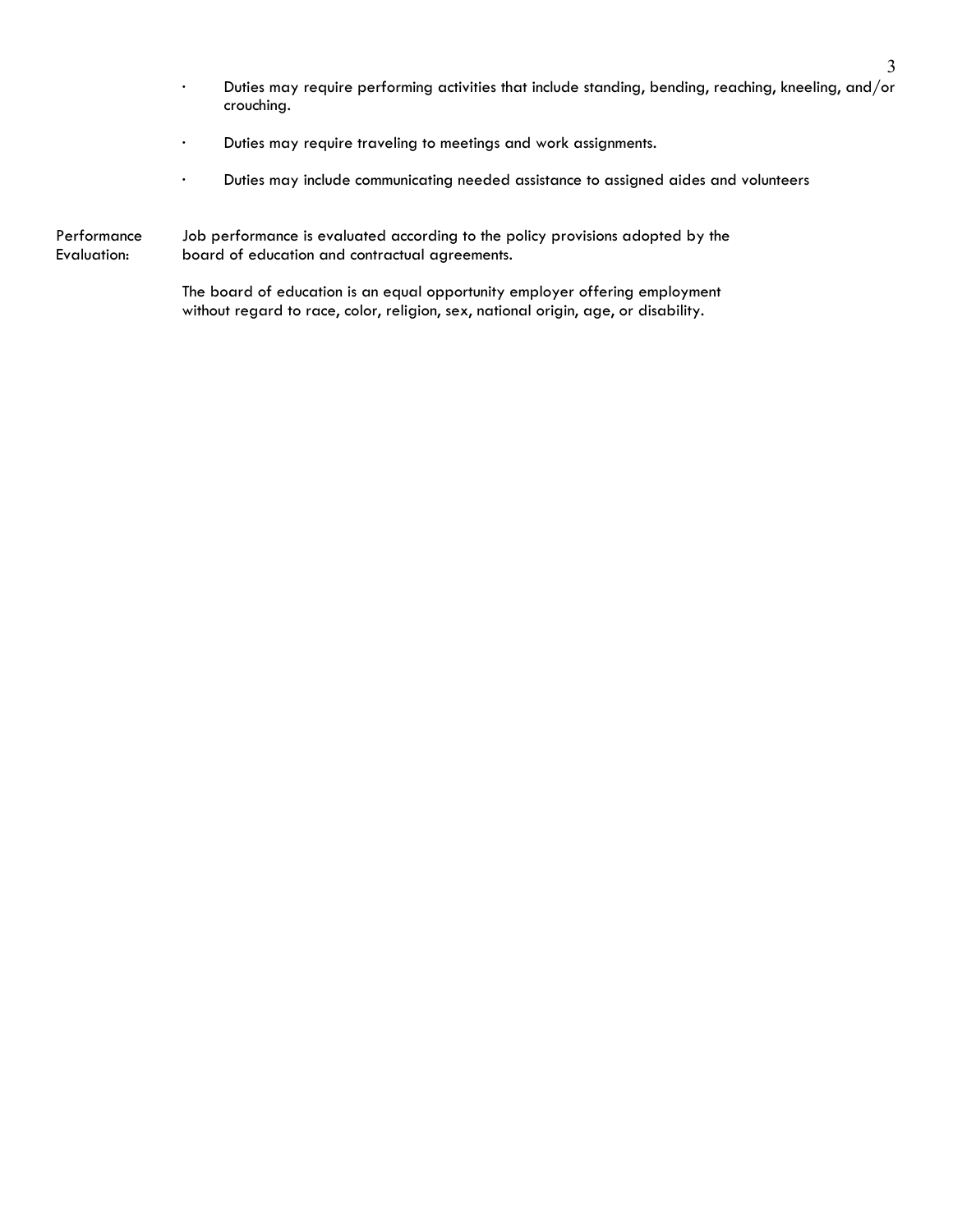- Duties may require performing activities that include standing, bending, reaching, kneeling, and/or crouching.
- Duties may require traveling to meetings and work assignments.
- Duties may include communicating needed assistance to assigned aides and volunteers

**Performance Evaluation:** Job performance is evaluated according to the policy provisions adopted by the board of education and contractual agreements.

The board of education is an equal opportunity employer offering employment without regard to race, color, religion, sex, national origin, age, or disability.